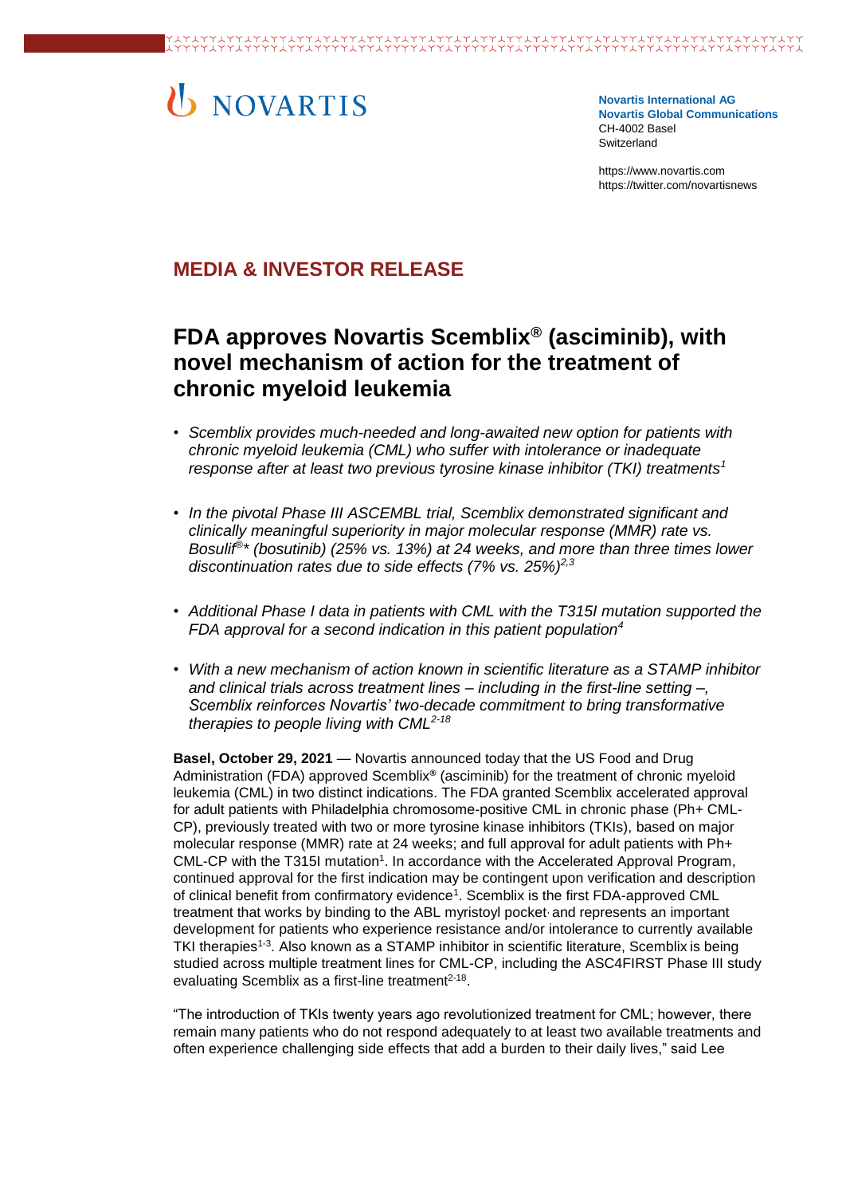# NOVARTIS

**Novartis International AG**
**Novartis Global Communications**
CH-4002 Basel
Switzerland

https://www.novartis.com
https://twitter.com/novartisnews

## MEDIA & INVESTOR RELEASE

# FDA approves Novartis Scemblix® (asciminib), with novel mechanism of action for the treatment of chronic myeloid leukemia

- *Scemblix provides much-needed and long-awaited new option for patients with chronic myeloid leukemia (CML) who suffer with intolerance or inadequate response after at least two previous tyrosine kinase inhibitor (TKI) treatments[1]*
- *In the pivotal Phase III ASCEMBL trial, Scemblix demonstrated significant and clinically meaningful superiority in major molecular response (MMR) rate vs. Bosulif®\* (bosutinib) (25% vs. 13%) at 24 weeks, and more than three times lower discontinuation rates due to side effects (7% vs. 25%)[2,3]*
- *Additional Phase I data in patients with CML with the T315I mutation supported the FDA approval for a second indication in this patient population[4]*
- *With a new mechanism of action known in scientific literature as a STAMP inhibitor and clinical trials across treatment lines – including in the first-line setting –, Scemblix reinforces Novartis' two-decade commitment to bring transformative therapies to people living with CML[2-18]*

**Basel, October 29, 2021** — Novartis announced today that the US Food and Drug Administration (FDA) approved Scemblix® (asciminib) for the treatment of chronic myeloid leukemia (CML) in two distinct indications. The FDA granted Scemblix accelerated approval for adult patients with Philadelphia chromosome-positive CML in chronic phase (Ph+ CML-CP), previously treated with two or more tyrosine kinase inhibitors (TKIs), based on major molecular response (MMR) rate at 24 weeks; and full approval for adult patients with Ph+ CML-CP with the T315I mutation[1]. In accordance with the Accelerated Approval Program, continued approval for the first indication may be contingent upon verification and description of clinical benefit from confirmatory evidence[1]. Scemblix is the first FDA-approved CML treatment that works by binding to the ABL myristoyl pocket and represents an important development for patients who experience resistance and/or intolerance to currently available TKI therapies[1-3]. Also known as a STAMP inhibitor in scientific literature, Scemblix is being studied across multiple treatment lines for CML-CP, including the ASC4FIRST Phase III study evaluating Scemblix as a first-line treatment[2-18].

"The introduction of TKIs twenty years ago revolutionized treatment for CML; however, there remain many patients who do not respond adequately to at least two available treatments and often experience challenging side effects that add a burden to their daily lives," said Lee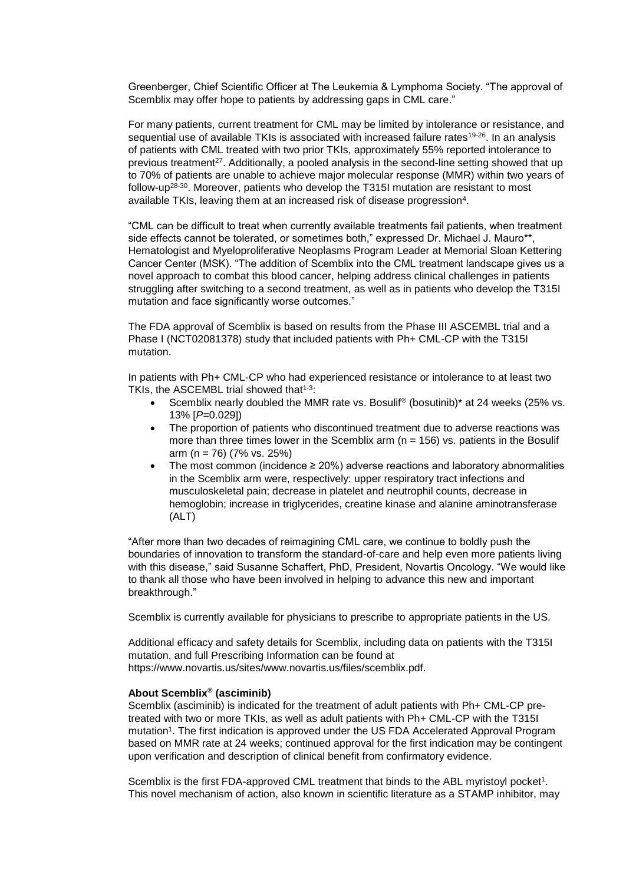Greenberger, Chief Scientific Officer at The Leukemia & Lymphoma Society. "The approval of Scemblix may offer hope to patients by addressing gaps in CML care."

For many patients, current treatment for CML may be limited by intolerance or resistance, and sequential use of available TKIs is associated with increased failure rates[19-26]. In an analysis of patients with CML treated with two prior TKIs, approximately 55% reported intolerance to previous treatment[27]. Additionally, a pooled analysis in the second-line setting showed that up to 70% of patients are unable to achieve major molecular response (MMR) within two years of follow-up[28-30]. Moreover, patients who develop the T315I mutation are resistant to most available TKIs, leaving them at an increased risk of disease progression[4].

"CML can be difficult to treat when currently available treatments fail patients, when treatment side effects cannot be tolerated, or sometimes both," expressed Dr. Michael J. Mauro**, Hematologist and Myeloproliferative Neoplasms Program Leader at Memorial Sloan Kettering Cancer Center (MSK). "The addition of Scemblix into the CML treatment landscape gives us a novel approach to combat this blood cancer, helping address clinical challenges in patients struggling after switching to a second treatment, as well as in patients who develop the T315I mutation and face significantly worse outcomes."

The FDA approval of Scemblix is based on results from the Phase III ASCEMBL trial and a Phase I (NCT02081378) study that included patients with Ph+ CML-CP with the T315I mutation.

In patients with Ph+ CML-CP who had experienced resistance or intolerance to at least two TKIs, the ASCEMBL trial showed that[1-3]:

- Scemblix nearly doubled the MMR rate vs. Bosulif® (bosutinib)* at 24 weeks (25% vs. 13% [*P*=0.029])
- The proportion of patients who discontinued treatment due to adverse reactions was more than three times lower in the Scemblix arm (n = 156) vs. patients in the Bosulif arm (n = 76) (7% vs. 25%)
- The most common (incidence ≥ 20%) adverse reactions and laboratory abnormalities in the Scemblix arm were, respectively: upper respiratory tract infections and musculoskeletal pain; decrease in platelet and neutrophil counts, decrease in hemoglobin; increase in triglycerides, creatine kinase and alanine aminotransferase (ALT)

"After more than two decades of reimagining CML care, we continue to boldly push the boundaries of innovation to transform the standard-of-care and help even more patients living with this disease," said Susanne Schaffert, PhD, President, Novartis Oncology. "We would like to thank all those who have been involved in helping to advance this new and important breakthrough."

Scemblix is currently available for physicians to prescribe to appropriate patients in the US.

Additional efficacy and safety details for Scemblix, including data on patients with the T315I mutation, and full Prescribing Information can be found at https://www.novartis.us/sites/www.novartis.us/files/scemblix.pdf.

**About Scemblix® (asciminib)**

Scemblix (asciminib) is indicated for the treatment of adult patients with Ph+ CML-CP pre-treated with two or more TKIs, as well as adult patients with Ph+ CML-CP with the T315I mutation[1]. The first indication is approved under the US FDA Accelerated Approval Program based on MMR rate at 24 weeks; continued approval for the first indication may be contingent upon verification and description of clinical benefit from confirmatory evidence.

Scemblix is the first FDA-approved CML treatment that binds to the ABL myristoyl pocket[1]. This novel mechanism of action, also known in scientific literature as a STAMP inhibitor, may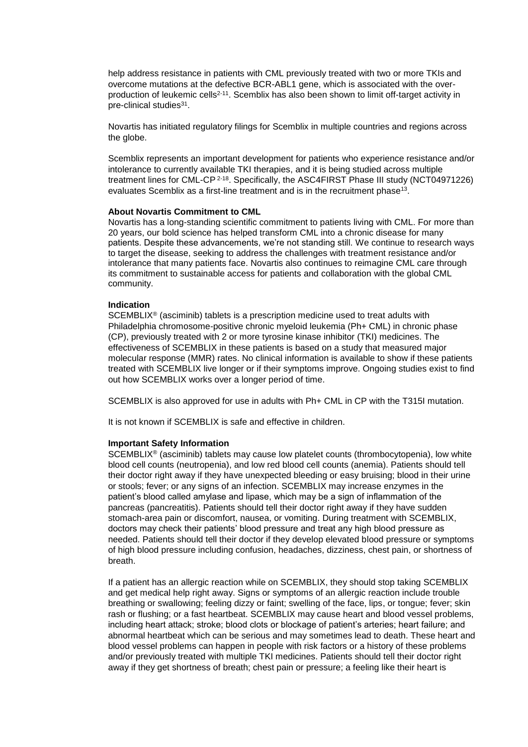help address resistance in patients with CML previously treated with two or more TKIs and overcome mutations at the defective BCR-ABL1 gene, which is associated with the over-production of leukemic cells[2-11]. Scemblix has also been shown to limit off-target activity in pre-clinical studies[31].

Novartis has initiated regulatory filings for Scemblix in multiple countries and regions across the globe.

Scemblix represents an important development for patients who experience resistance and/or intolerance to currently available TKI therapies, and it is being studied across multiple treatment lines for CML-CP[2-18]. Specifically, the ASC4FIRST Phase III study (NCT04971226) evaluates Scemblix as a first-line treatment and is in the recruitment phase[13].

**About Novartis Commitment to CML**
Novartis has a long-standing scientific commitment to patients living with CML. For more than 20 years, our bold science has helped transform CML into a chronic disease for many patients. Despite these advancements, we're not standing still. We continue to research ways to target the disease, seeking to address the challenges with treatment resistance and/or intolerance that many patients face. Novartis also continues to reimagine CML care through its commitment to sustainable access for patients and collaboration with the global CML community.

**Indication**
SCEMBLIX® (asciminib) tablets is a prescription medicine used to treat adults with Philadelphia chromosome-positive chronic myeloid leukemia (Ph+ CML) in chronic phase (CP), previously treated with 2 or more tyrosine kinase inhibitor (TKI) medicines. The effectiveness of SCEMBLIX in these patients is based on a study that measured major molecular response (MMR) rates. No clinical information is available to show if these patients treated with SCEMBLIX live longer or if their symptoms improve. Ongoing studies exist to find out how SCEMBLIX works over a longer period of time.

SCEMBLIX is also approved for use in adults with Ph+ CML in CP with the T315I mutation.

It is not known if SCEMBLIX is safe and effective in children.

**Important Safety Information**
SCEMBLIX® (asciminib) tablets may cause low platelet counts (thrombocytopenia), low white blood cell counts (neutropenia), and low red blood cell counts (anemia). Patients should tell their doctor right away if they have unexpected bleeding or easy bruising; blood in their urine or stools; fever; or any signs of an infection. SCEMBLIX may increase enzymes in the patient's blood called amylase and lipase, which may be a sign of inflammation of the pancreas (pancreatitis). Patients should tell their doctor right away if they have sudden stomach-area pain or discomfort, nausea, or vomiting. During treatment with SCEMBLIX, doctors may check their patients' blood pressure and treat any high blood pressure as needed. Patients should tell their doctor if they develop elevated blood pressure or symptoms of high blood pressure including confusion, headaches, dizziness, chest pain, or shortness of breath.

If a patient has an allergic reaction while on SCEMBLIX, they should stop taking SCEMBLIX and get medical help right away. Signs or symptoms of an allergic reaction include trouble breathing or swallowing; feeling dizzy or faint; swelling of the face, lips, or tongue; fever; skin rash or flushing; or a fast heartbeat. SCEMBLIX may cause heart and blood vessel problems, including heart attack; stroke; blood clots or blockage of patient's arteries; heart failure; and abnormal heartbeat which can be serious and may sometimes lead to death. These heart and blood vessel problems can happen in people with risk factors or a history of these problems and/or previously treated with multiple TKI medicines. Patients should tell their doctor right away if they get shortness of breath; chest pain or pressure; a feeling like their heart is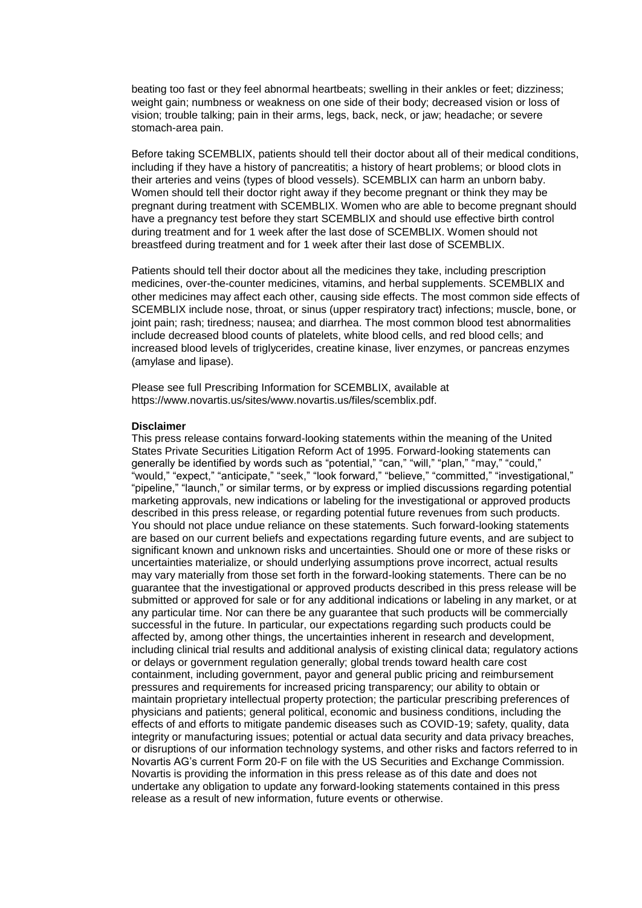beating too fast or they feel abnormal heartbeats; swelling in their ankles or feet; dizziness; weight gain; numbness or weakness on one side of their body; decreased vision or loss of vision; trouble talking; pain in their arms, legs, back, neck, or jaw; headache; or severe stomach-area pain.

Before taking SCEMBLIX, patients should tell their doctor about all of their medical conditions, including if they have a history of pancreatitis; a history of heart problems; or blood clots in their arteries and veins (types of blood vessels). SCEMBLIX can harm an unborn baby. Women should tell their doctor right away if they become pregnant or think they may be pregnant during treatment with SCEMBLIX. Women who are able to become pregnant should have a pregnancy test before they start SCEMBLIX and should use effective birth control during treatment and for 1 week after the last dose of SCEMBLIX. Women should not breastfeed during treatment and for 1 week after their last dose of SCEMBLIX.

Patients should tell their doctor about all the medicines they take, including prescription medicines, over-the-counter medicines, vitamins, and herbal supplements. SCEMBLIX and other medicines may affect each other, causing side effects. The most common side effects of SCEMBLIX include nose, throat, or sinus (upper respiratory tract) infections; muscle, bone, or joint pain; rash; tiredness; nausea; and diarrhea. The most common blood test abnormalities include decreased blood counts of platelets, white blood cells, and red blood cells; and increased blood levels of triglycerides, creatine kinase, liver enzymes, or pancreas enzymes (amylase and lipase).

Please see full Prescribing Information for SCEMBLIX, available at https://www.novartis.us/sites/www.novartis.us/files/scemblix.pdf.

**Disclaimer**

This press release contains forward-looking statements within the meaning of the United States Private Securities Litigation Reform Act of 1995. Forward-looking statements can generally be identified by words such as "potential," "can," "will," "plan," "may," "could," "would," "expect," "anticipate," "seek," "look forward," "believe," "committed," "investigational," "pipeline," "launch," or similar terms, or by express or implied discussions regarding potential marketing approvals, new indications or labeling for the investigational or approved products described in this press release, or regarding potential future revenues from such products. You should not place undue reliance on these statements. Such forward-looking statements are based on our current beliefs and expectations regarding future events, and are subject to significant known and unknown risks and uncertainties. Should one or more of these risks or uncertainties materialize, or should underlying assumptions prove incorrect, actual results may vary materially from those set forth in the forward-looking statements. There can be no guarantee that the investigational or approved products described in this press release will be submitted or approved for sale or for any additional indications or labeling in any market, or at any particular time. Nor can there be any guarantee that such products will be commercially successful in the future. In particular, our expectations regarding such products could be affected by, among other things, the uncertainties inherent in research and development, including clinical trial results and additional analysis of existing clinical data; regulatory actions or delays or government regulation generally; global trends toward health care cost containment, including government, payor and general public pricing and reimbursement pressures and requirements for increased pricing transparency; our ability to obtain or maintain proprietary intellectual property protection; the particular prescribing preferences of physicians and patients; general political, economic and business conditions, including the effects of and efforts to mitigate pandemic diseases such as COVID-19; safety, quality, data integrity or manufacturing issues; potential or actual data security and data privacy breaches, or disruptions of our information technology systems, and other risks and factors referred to in Novartis AG's current Form 20-F on file with the US Securities and Exchange Commission. Novartis is providing the information in this press release as of this date and does not undertake any obligation to update any forward-looking statements contained in this press release as a result of new information, future events or otherwise.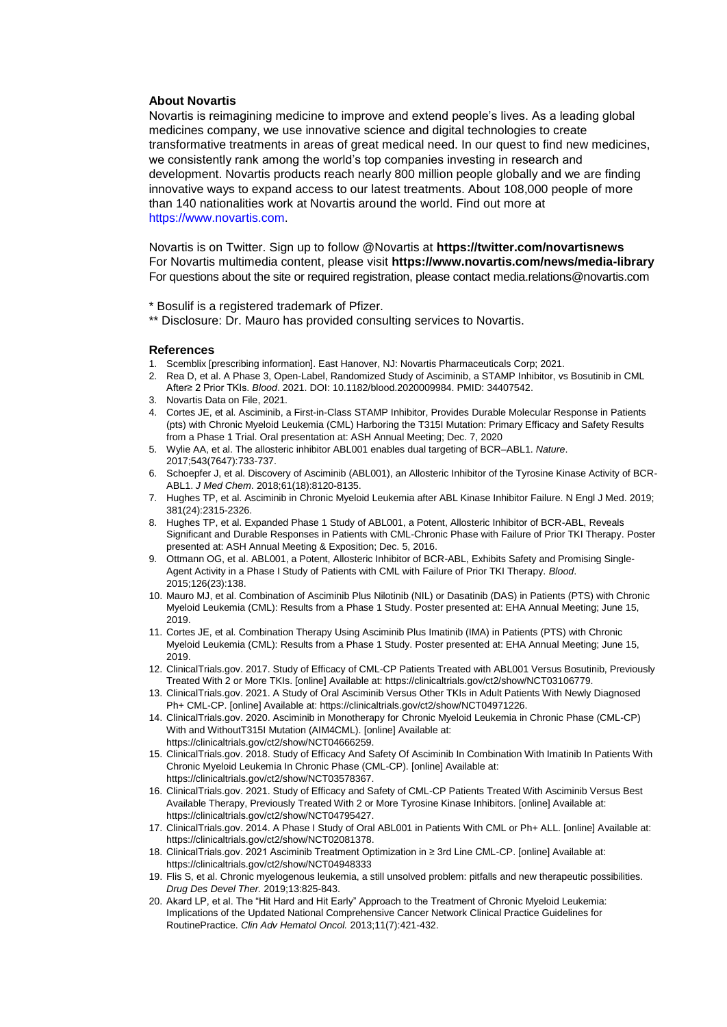## About Novartis

Novartis is reimagining medicine to improve and extend people's lives. As a leading global medicines company, we use innovative science and digital technologies to create transformative treatments in areas of great medical need. In our quest to find new medicines, we consistently rank among the world's top companies investing in research and development. Novartis products reach nearly 800 million people globally and we are finding innovative ways to expand access to our latest treatments. About 108,000 people of more than 140 nationalities work at Novartis around the world. Find out more at https://www.novartis.com.

Novartis is on Twitter. Sign up to follow @Novartis at **https://twitter.com/novartisnews**
For Novartis multimedia content, please visit **https://www.novartis.com/news/media-library**
For questions about the site or required registration, please contact media.relations@novartis.com

\* Bosulif is a registered trademark of Pfizer.

\*\* Disclosure: Dr. Mauro has provided consulting services to Novartis.

## References

1. Scemblix [prescribing information]. East Hanover, NJ: Novartis Pharmaceuticals Corp; 2021.
2. Rea D, et al. A Phase 3, Open-Label, Randomized Study of Asciminib, a STAMP Inhibitor, vs Bosutinib in CML After≥ 2 Prior TKIs. *Blood*. 2021. DOI: 10.1182/blood.2020009984. PMID: 34407542.
3. Novartis Data on File, 2021.
4. Cortes JE, et al. Asciminib, a First-in-Class STAMP Inhibitor, Provides Durable Molecular Response in Patients (pts) with Chronic Myeloid Leukemia (CML) Harboring the T315I Mutation: Primary Efficacy and Safety Results from a Phase 1 Trial. Oral presentation at: ASH Annual Meeting; Dec. 7, 2020
5. Wylie AA, et al. The allosteric inhibitor ABL001 enables dual targeting of BCR–ABL1. *Nature*. 2017;543(7647):733-737.
6. Schoepfer J, et al. Discovery of Asciminib (ABL001), an Allosteric Inhibitor of the Tyrosine Kinase Activity of BCR-ABL1. *J Med Chem*. 2018;61(18):8120-8135.
7. Hughes TP, et al. Asciminib in Chronic Myeloid Leukemia after ABL Kinase Inhibitor Failure. N Engl J Med. 2019; 381(24):2315-2326.
8. Hughes TP, et al. Expanded Phase 1 Study of ABL001, a Potent, Allosteric Inhibitor of BCR-ABL, Reveals Significant and Durable Responses in Patients with CML-Chronic Phase with Failure of Prior TKI Therapy. Poster presented at: ASH Annual Meeting & Exposition; Dec. 5, 2016.
9. Ottmann OG, et al. ABL001, a Potent, Allosteric Inhibitor of BCR-ABL, Exhibits Safety and Promising Single-Agent Activity in a Phase I Study of Patients with CML with Failure of Prior TKI Therapy. *Blood*. 2015;126(23):138.
10. Mauro MJ, et al. Combination of Asciminib Plus Nilotinib (NIL) or Dasatinib (DAS) in Patients (PTS) with Chronic Myeloid Leukemia (CML): Results from a Phase 1 Study. Poster presented at: EHA Annual Meeting; June 15, 2019.
11. Cortes JE, et al. Combination Therapy Using Asciminib Plus Imatinib (IMA) in Patients (PTS) with Chronic Myeloid Leukemia (CML): Results from a Phase 1 Study. Poster presented at: EHA Annual Meeting; June 15, 2019.
12. ClinicalTrials.gov. 2017. Study of Efficacy of CML-CP Patients Treated with ABL001 Versus Bosutinib, Previously Treated With 2 or More TKIs. [online] Available at: https://clinicaltrials.gov/ct2/show/NCT03106779.
13. ClinicalTrials.gov. 2021. A Study of Oral Asciminib Versus Other TKIs in Adult Patients With Newly Diagnosed Ph+ CML-CP. [online] Available at: https://clinicaltrials.gov/ct2/show/NCT04971226.
14. ClinicalTrials.gov. 2020. Asciminib in Monotherapy for Chronic Myeloid Leukemia in Chronic Phase (CML-CP) With and WithoutT315I Mutation (AIM4CML). [online] Available at: https://clinicaltrials.gov/ct2/show/NCT04666259.
15. ClinicalTrials.gov. 2018. Study of Efficacy And Safety Of Asciminib In Combination With Imatinib In Patients With Chronic Myeloid Leukemia In Chronic Phase (CML-CP). [online] Available at: https://clinicaltrials.gov/ct2/show/NCT03578367.
16. ClinicalTrials.gov. 2021. Study of Efficacy and Safety of CML-CP Patients Treated With Asciminib Versus Best Available Therapy, Previously Treated With 2 or More Tyrosine Kinase Inhibitors. [online] Available at: https://clinicaltrials.gov/ct2/show/NCT04795427.
17. ClinicalTrials.gov. 2014. A Phase I Study of Oral ABL001 in Patients With CML or Ph+ ALL. [online] Available at: https://clinicaltrials.gov/ct2/show/NCT02081378.
18. ClinicalTrials.gov. 2021 Asciminib Treatment Optimization in ≥ 3rd Line CML-CP. [online] Available at: https://clinicaltrials.gov/ct2/show/NCT04948333
19. Flis S, et al. Chronic myelogenous leukemia, a still unsolved problem: pitfalls and new therapeutic possibilities. *Drug Des Devel Ther.* 2019;13:825-843.
20. Akard LP, et al. The "Hit Hard and Hit Early" Approach to the Treatment of Chronic Myeloid Leukemia: Implications of the Updated National Comprehensive Cancer Network Clinical Practice Guidelines for RoutinePractice. *Clin Adv Hematol Oncol.* 2013;11(7):421-432.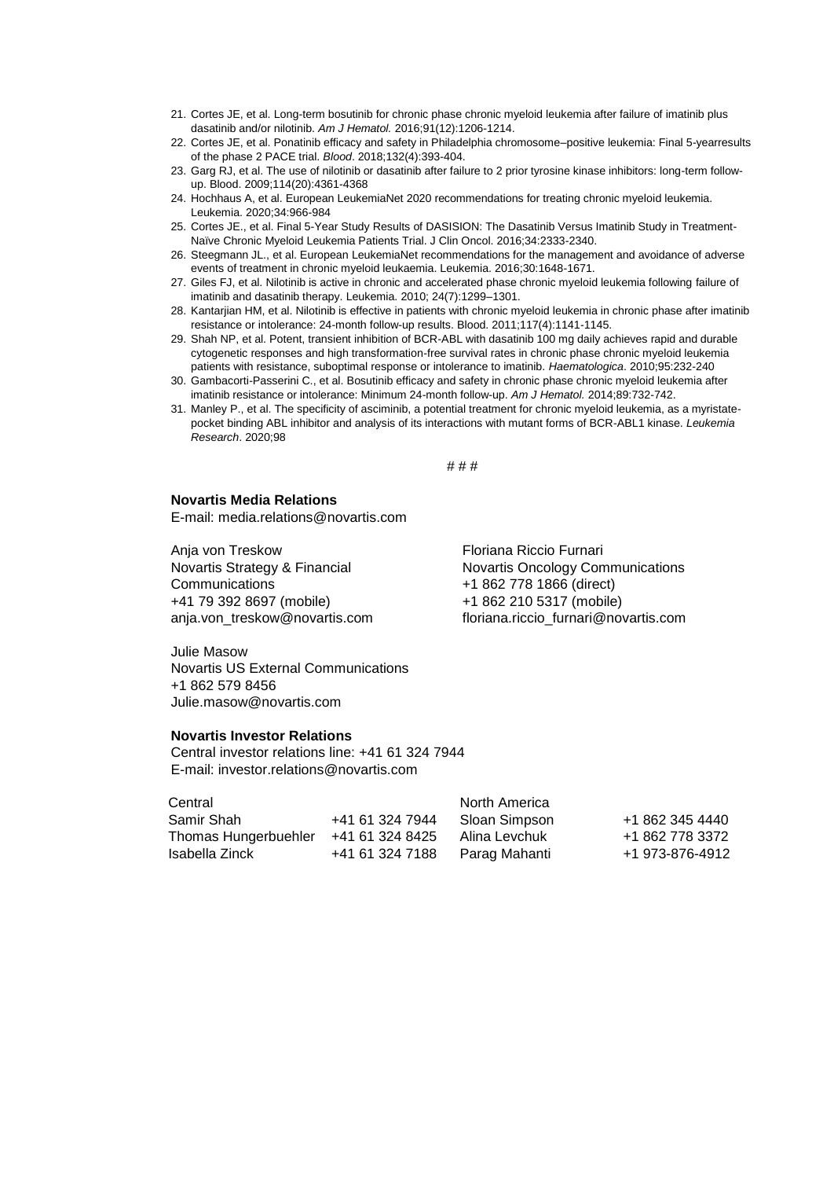21. Cortes JE, et al. Long-term bosutinib for chronic phase chronic myeloid leukemia after failure of imatinib plus dasatinib and/or nilotinib. *Am J Hematol.* 2016;91(12):1206-1214.
22. Cortes JE, et al. Ponatinib efficacy and safety in Philadelphia chromosome–positive leukemia: Final 5-yearresults of the phase 2 PACE trial. *Blood*. 2018;132(4):393-404.
23. Garg RJ, et al. The use of nilotinib or dasatinib after failure to 2 prior tyrosine kinase inhibitors: long-term follow-up. Blood. 2009;114(20):4361-4368
24. Hochhaus A, et al. European LeukemiaNet 2020 recommendations for treating chronic myeloid leukemia. Leukemia. 2020;34:966-984
25. Cortes JE., et al. Final 5-Year Study Results of DASISION: The Dasatinib Versus Imatinib Study in Treatment-Naïve Chronic Myeloid Leukemia Patients Trial. J Clin Oncol. 2016;34:2333-2340.
26. Steegmann JL., et al. European LeukemiaNet recommendations for the management and avoidance of adverse events of treatment in chronic myeloid leukaemia. Leukemia. 2016;30:1648-1671.
27. Giles FJ, et al. Nilotinib is active in chronic and accelerated phase chronic myeloid leukemia following failure of imatinib and dasatinib therapy. Leukemia. 2010; 24(7):1299–1301.
28. Kantarjian HM, et al. Nilotinib is effective in patients with chronic myeloid leukemia in chronic phase after imatinib resistance or intolerance: 24-month follow-up results. Blood. 2011;117(4):1141-1145.
29. Shah NP, et al. Potent, transient inhibition of BCR-ABL with dasatinib 100 mg daily achieves rapid and durable cytogenetic responses and high transformation-free survival rates in chronic phase chronic myeloid leukemia patients with resistance, suboptimal response or intolerance to imatinib. *Haematologica*. 2010;95:232-240
30. Gambacorti-Passerini C., et al. Bosutinib efficacy and safety in chronic phase chronic myeloid leukemia after imatinib resistance or intolerance: Minimum 24-month follow-up. *Am J Hematol.* 2014;89:732-742.
31. Manley P., et al. The specificity of asciminib, a potential treatment for chronic myeloid leukemia, as a myristate-pocket binding ABL inhibitor and analysis of its interactions with mutant forms of BCR-ABL1 kinase. *Leukemia Research*. 2020;98

# # #

**Novartis Media Relations**
E-mail: media.relations@novartis.com

Anja von Treskow
Novartis Strategy & Financial Communications
+41 79 392 8697 (mobile)
anja.von_treskow@novartis.com

Floriana Riccio Furnari
Novartis Oncology Communications
+1 862 778 1866 (direct)
+1 862 210 5317 (mobile)
floriana.riccio_furnari@novartis.com

Julie Masow
Novartis US External Communications
+1 862 579 8456
Julie.masow@novartis.com

**Novartis Investor Relations**
Central investor relations line: +41 61 324 7944
E-mail: investor.relations@novartis.com

| Central | | North America | |
|---|---|---|---|
| Samir Shah | +41 61 324 7944 | Sloan Simpson | +1 862 345 4440 |
| Thomas Hungerbuehler | +41 61 324 8425 | Alina Levchuk | +1 862 778 3372 |
| Isabella Zinck | +41 61 324 7188 | Parag Mahanti | +1 973-876-4912 |